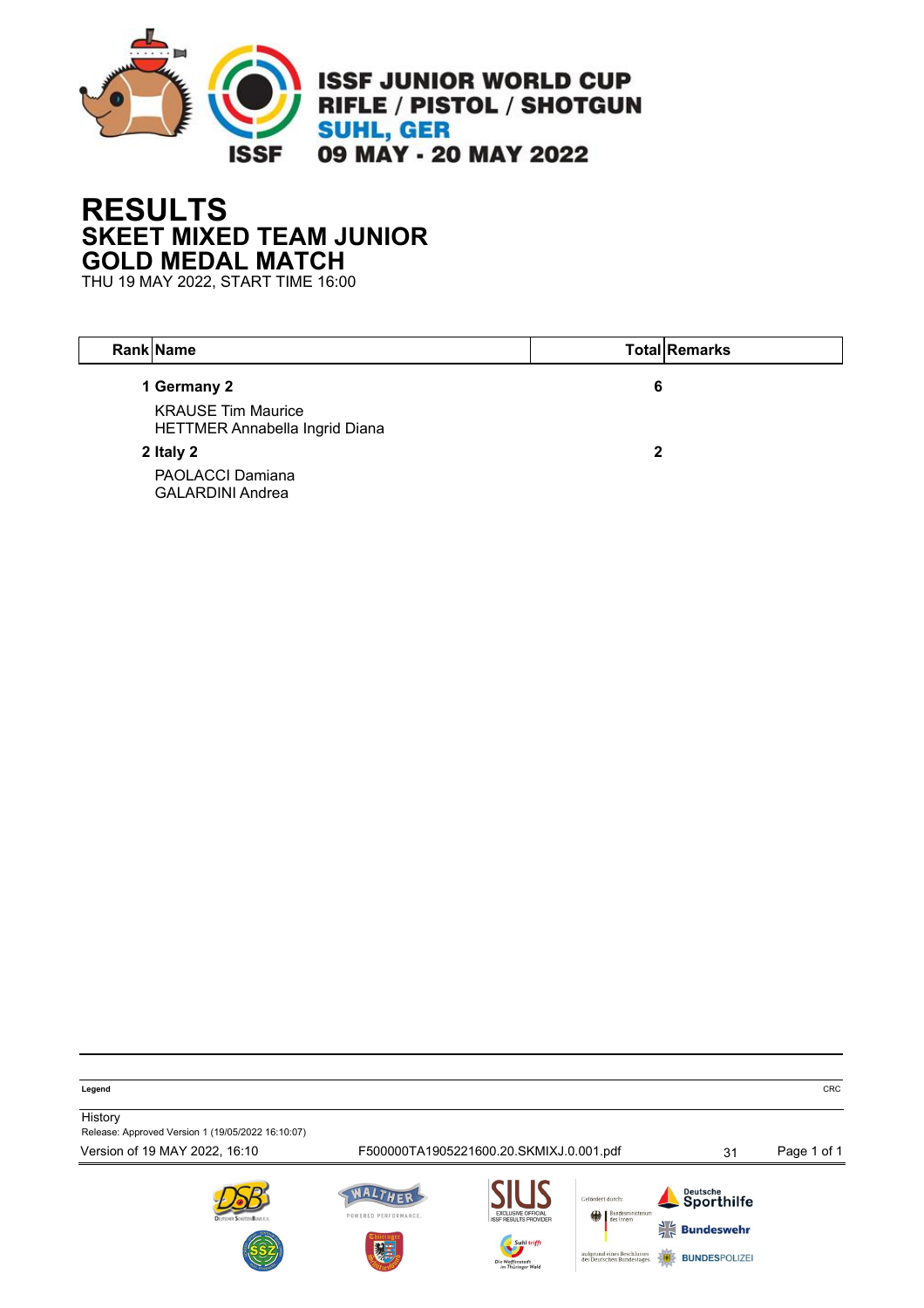ISSF JUNIOR WORLD CUP
RIFLE / PISTOL / SHOTGUN
SUHL, GER
09 MAY - 20 MAY 2022

# RESULTS
## SKEET MIXED TEAM JUNIOR
## GOLD MEDAL MATCH
THU 19 MAY 2022, START TIME 16:00

| Rank | Name | Total | Remarks |
|---|---|---|---|
| **1** | **Germany 2** | **6** | |
| | KRAUSE Tim Maurice<br>HETTMER Annabella Ingrid Diana | | |
| **2** | **Italy 2** | **2** | |
| | PAOLACCI Damiana<br>GALARDINI Andrea | | |

**Legend**

CRC

History
Release: Approved Version 1 (19/05/2022 16:10:07)

Version of 19 MAY 2022, 16:10 F500000TA1905221600.20.SKMIXJ.0.001.pdf 31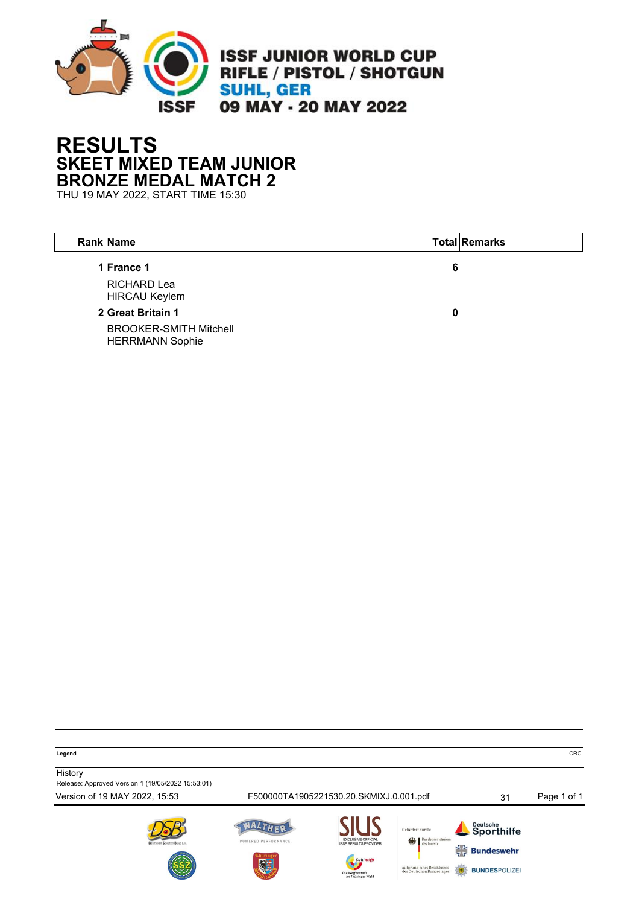**ISSF JUNIOR WORLD CUP**
**RIFLE / PISTOL / SHOTGUN**
**SUHL, GER**
**09 MAY - 20 MAY 2022**

# RESULTS
## SKEET MIXED TEAM JUNIOR
## BRONZE MEDAL MATCH 2

THU 19 MAY 2022, START TIME 15:30

| Rank | Name | Total | Remarks |
|---|---|---|---|
| 1 | **France 1** | **6** | |
| | RICHARD Lea | | |
| | HIRCAU Keylem | | |
| 2 | **Great Britain 1** | **0** | |
| | BROOKER-SMITH Mitchell | | |
| | HERRMANN Sophie | | |

**Legend**

CRC

History

Release: Approved Version 1 (19/05/2022 15:53:01)

Version of 19 MAY 2022, 15:53 F500000TA1905221530.20.SKMIXJ.0.001.pdf 31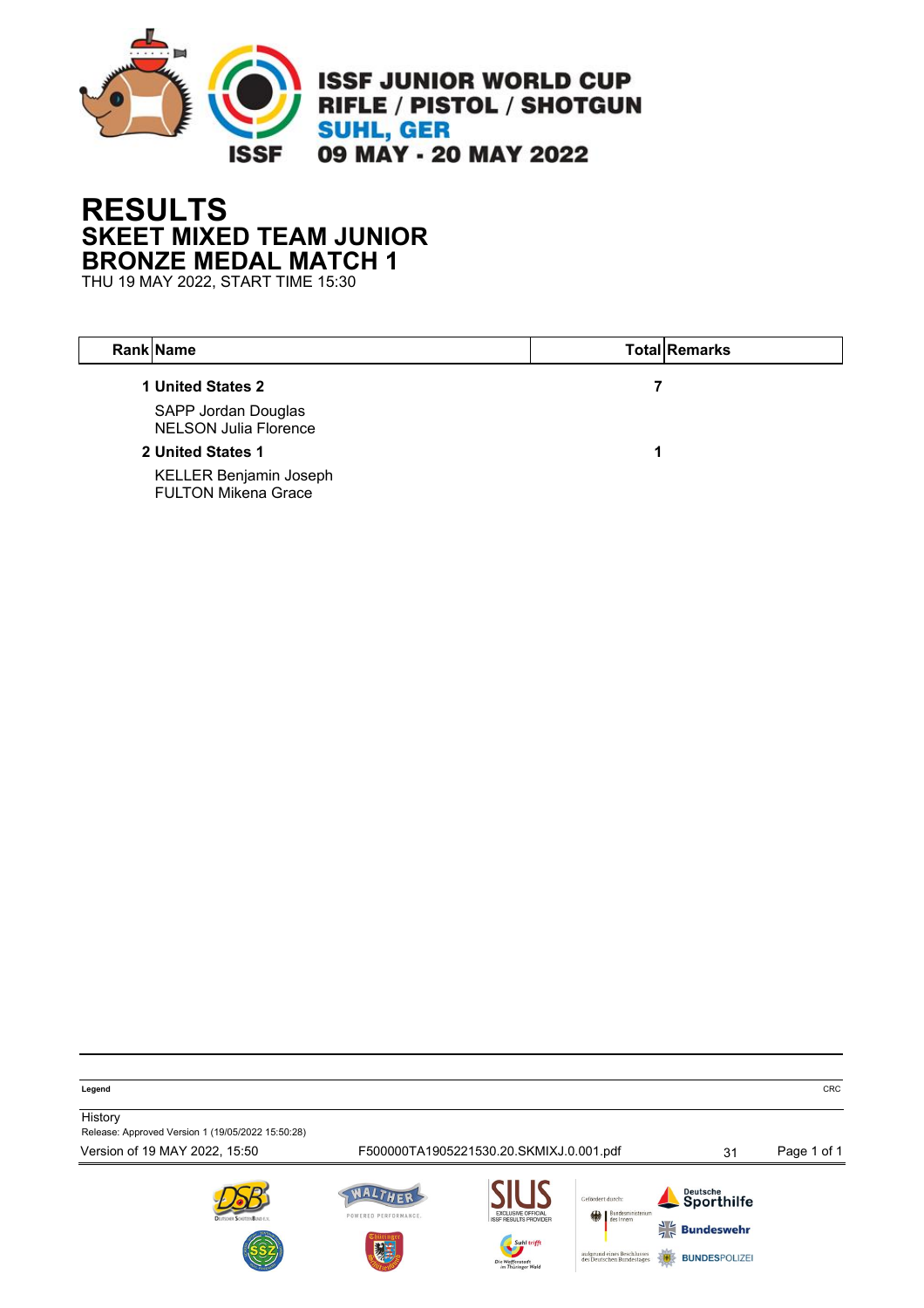ISSF JUNIOR WORLD CUP
RIFLE / PISTOL / SHOTGUN
SUHL, GER
09 MAY - 20 MAY 2022

# RESULTS
## SKEET MIXED TEAM JUNIOR
## BRONZE MEDAL MATCH 1

THU 19 MAY 2022, START TIME 15:30

| Rank | Name | Total | Remarks |
|---|---|---|---|
| 1 | **United States 2** | **7** | |
| | SAPP Jordan Douglas<br>NELSON Julia Florence | | |
| 2 | **United States 1** | **1** | |
| | KELLER Benjamin Joseph<br>FULTON Mikena Grace | | |

**Legend**

CRC

History
Release: Approved Version 1 (19/05/2022 15:50:28)

Version of 19 MAY 2022, 15:50 | F500000TA1905221530.20.SKMIXJ.0.001.pdf | 31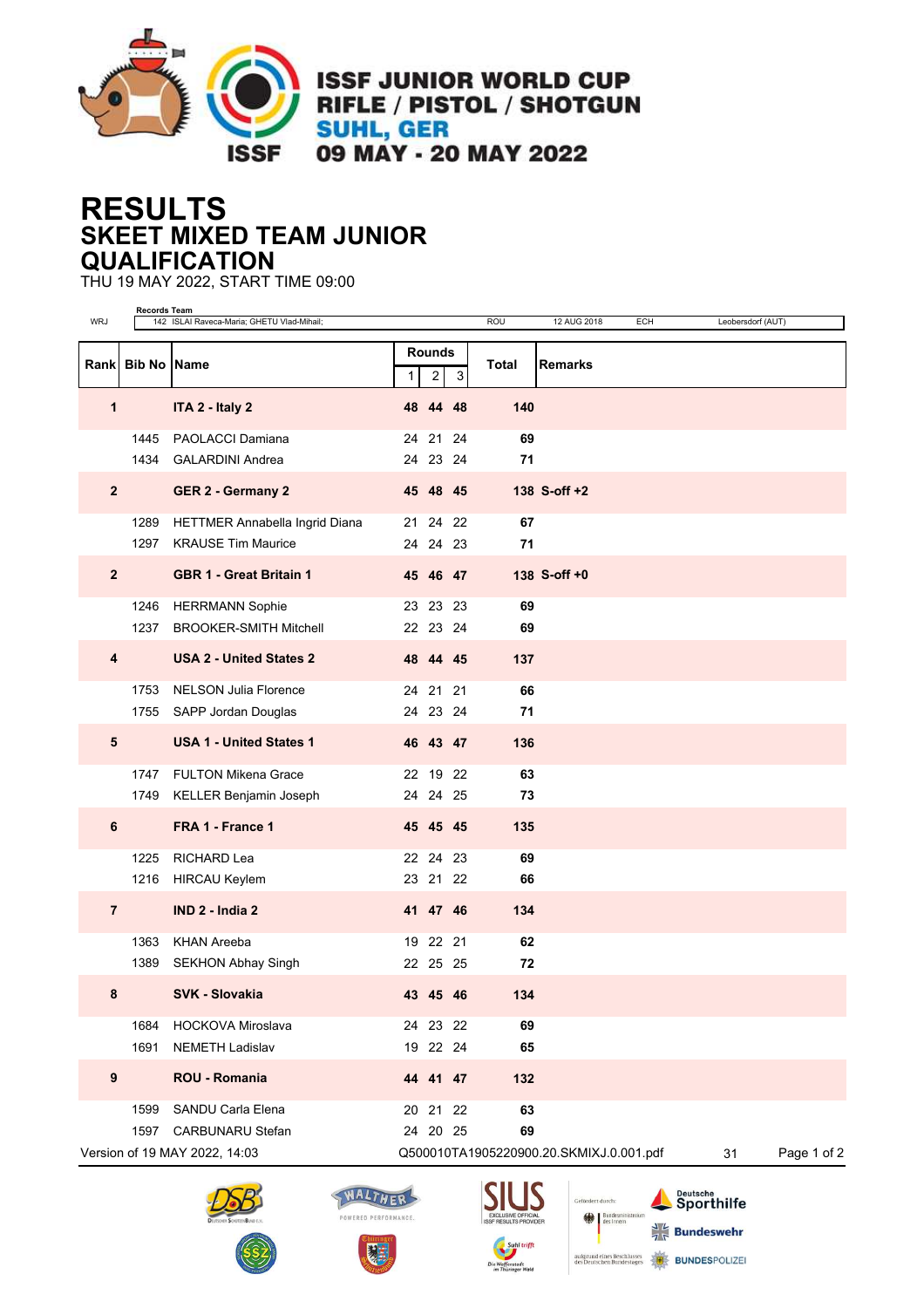ISSF JUNIOR WORLD CUP
RIFLE / PISTOL / SHOTGUN
SUHL, GER
09 MAY - 20 MAY 2022

# RESULTS
## SKEET MIXED TEAM JUNIOR
## QUALIFICATION

THU 19 MAY 2022, START TIME 09:00

| | Records Team | | | | |
|---|---|---|---|---|---|
| WRJ | 142 ISLAI Raveca-Maria; GHETU Vlad-Mihail; | ROU | 12 AUG 2018 | ECH | Leobersdorf (AUT) |

| Rank | Bib No | Name | Rounds 1 | 2 | 3 | Total | Remarks |
|---|---|---|---|---|---|---|---|
| **1** | | **ITA 2 - Italy 2** | **48** | **44** | **48** | **140** | |
| | 1445 | PAOLACCI Damiana | 24 | 21 | 24 | **69** | |
| | 1434 | GALARDINI Andrea | 24 | 23 | 24 | **71** | |
| **2** | | **GER 2 - Germany 2** | **45** | **48** | **45** | **138** | **S-off +2** |
| | 1289 | HETTMER Annabella Ingrid Diana | 21 | 24 | 22 | **67** | |
| | 1297 | KRAUSE Tim Maurice | 24 | 24 | 23 | **71** | |
| **2** | | **GBR 1 - Great Britain 1** | **45** | **46** | **47** | **138** | **S-off +0** |
| | 1246 | HERRMANN Sophie | 23 | 23 | 23 | **69** | |
| | 1237 | BROOKER-SMITH Mitchell | 22 | 23 | 24 | **69** | |
| **4** | | **USA 2 - United States 2** | **48** | **44** | **45** | **137** | |
| | 1753 | NELSON Julia Florence | 24 | 21 | 21 | **66** | |
| | 1755 | SAPP Jordan Douglas | 24 | 23 | 24 | **71** | |
| **5** | | **USA 1 - United States 1** | **46** | **43** | **47** | **136** | |
| | 1747 | FULTON Mikena Grace | 22 | 19 | 22 | **63** | |
| | 1749 | KELLER Benjamin Joseph | 24 | 24 | 25 | **73** | |
| **6** | | **FRA 1 - France 1** | **45** | **45** | **45** | **135** | |
| | 1225 | RICHARD Lea | 22 | 24 | 23 | **69** | |
| | 1216 | HIRCAU Keylem | 23 | 21 | 22 | **66** | |
| **7** | | **IND 2 - India 2** | **41** | **47** | **46** | **134** | |
| | 1363 | KHAN Areeba | 19 | 22 | 21 | **62** | |
| | 1389 | SEKHON Abhay Singh | 22 | 25 | 25 | **72** | |
| **8** | | **SVK - Slovakia** | **43** | **45** | **46** | **134** | |
| | 1684 | HOCKOVA Miroslava | 24 | 23 | 22 | **69** | |
| | 1691 | NEMETH Ladislav | 19 | 22 | 24 | **65** | |
| **9** | | **ROU - Romania** | **44** | **41** | **47** | **132** | |
| | 1599 | SANDU Carla Elena | 20 | 21 | 22 | **63** | |
| | 1597 | CARBUNARU Stefan | 24 | 20 | 25 | **69** | |

Version of 19 MAY 2022, 14:03 Q500010TA1905220900.20.SKMIXJ.0.001.pdf 31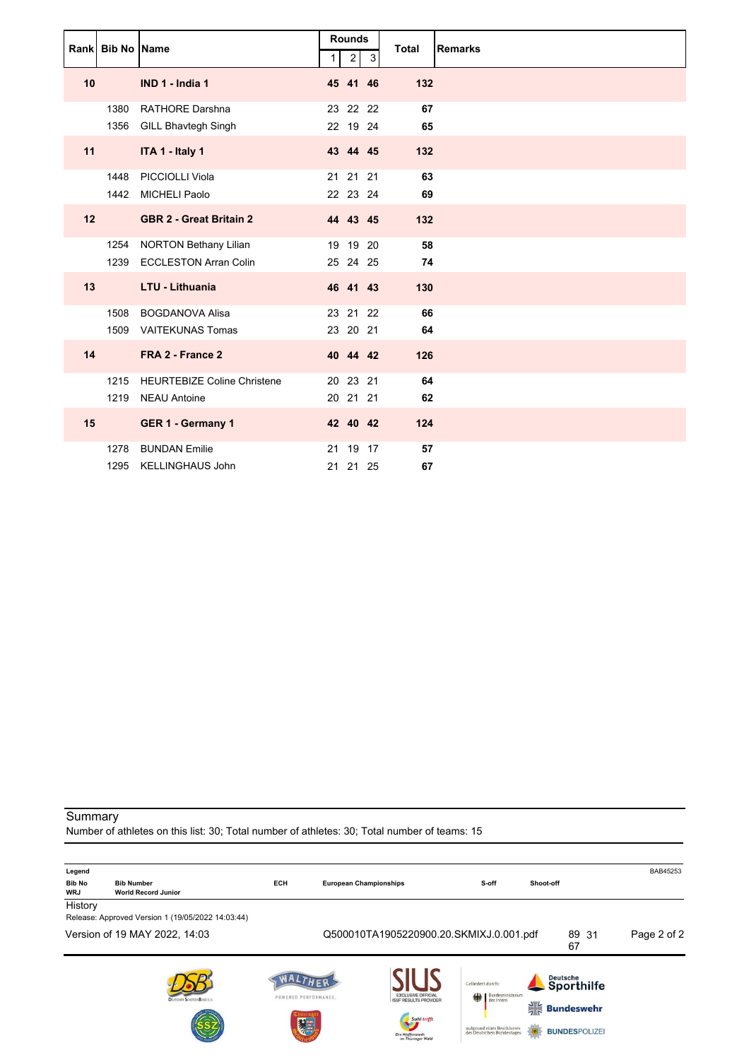| Rank | Bib No | Name | Rounds | | | Total | Remarks |
|---|---|---|---|---|---|---|---|
| | | | 1 | 2 | 3 | | |
| **10** | | **IND 1 - India 1** | **45** | **41** | **46** | **132** | |
| | 1380 | RATHORE Darshna | 23 | 22 | 22 | **67** | |
| | 1356 | GILL Bhavtegh Singh | 22 | 19 | 24 | **65** | |
| **11** | | **ITA 1 - Italy 1** | **43** | **44** | **45** | **132** | |
| | 1448 | PICCIOLLI Viola | 21 | 21 | 21 | **63** | |
| | 1442 | MICHELI Paolo | 22 | 23 | 24 | **69** | |
| **12** | | **GBR 2 - Great Britain 2** | **44** | **43** | **45** | **132** | |
| | 1254 | NORTON Bethany Lilian | 19 | 19 | 20 | **58** | |
| | 1239 | ECCLESTON Arran Colin | 25 | 24 | 25 | **74** | |
| **13** | | **LTU - Lithuania** | **46** | **41** | **43** | **130** | |
| | 1508 | BOGDANOVA Alisa | 23 | 21 | 22 | **66** | |
| | 1509 | VAITEKUNAS Tomas | 23 | 20 | 21 | **64** | |
| **14** | | **FRA 2 - France 2** | **40** | **44** | **42** | **126** | |
| | 1215 | HEURTEBIZE Coline Christene | 20 | 23 | 21 | **64** | |
| | 1219 | NEAU Antoine | 20 | 21 | 21 | **62** | |
| **15** | | **GER 1 - Germany 1** | **42** | **40** | **42** | **124** | |
| | 1278 | BUNDAN Emilie | 21 | 19 | 17 | **57** | |
| | 1295 | KELLINGHAUS John | 21 | 21 | 25 | **67** | |

## Summary

Number of athletes on this list: 30; Total number of athletes: 30; Total number of teams: 15

**Legend**

| | | | | | |
|---|---|---|---|---|---|
| **Bib No** | **Bib Number** | **ECH** | **European Championships** | **S-off** | **Shoot-off** |
| **WRJ** | **World Record Junior** | | | | |

History

Release: Approved Version 1 (19/05/2022 14:03:44)

Version of 19 MAY 2022, 14:03 Q500010TA1905220900.20.SKMIXJ.0.001.pdf 89 31 67